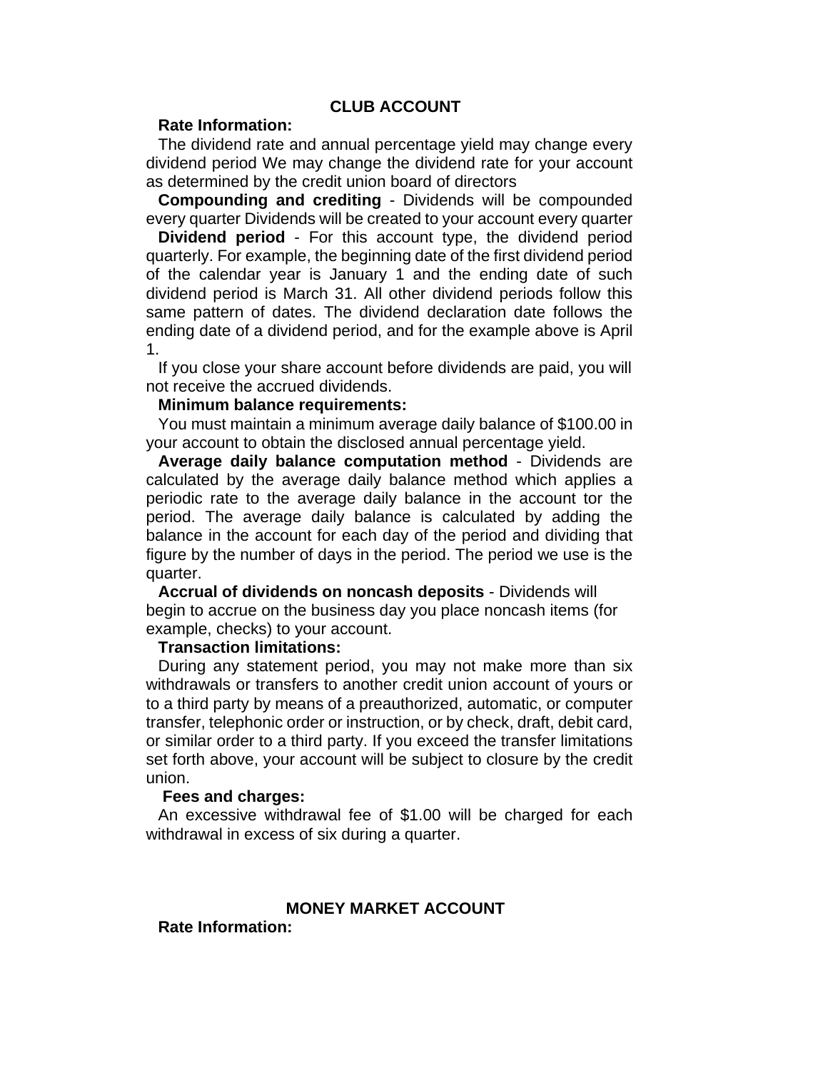## CLUB ACCOUNT

**Rate Information:**

The dividend rate and annual percentage yield may change every dividend period We may change the dividend rate for your account as determined by the credit union board of directors

**Compounding and crediting** - Dividends will be compounded every quarter Dividends will be created to your account every quarter

**Dividend period** - For this account type, the dividend period quarterly. For example, the beginning date of the first dividend period of the calendar year is January 1 and the ending date of such dividend period is March 31. All other dividend periods follow this same pattern of dates. The dividend declaration date follows the ending date of a dividend period, and for the example above is April 1.

If you close your share account before dividends are paid, you will not receive the accrued dividends.

**Minimum balance requirements:**

You must maintain a minimum average daily balance of $100.00 in your account to obtain the disclosed annual percentage yield.

**Average daily balance computation method** - Dividends are calculated by the average daily balance method which applies a periodic rate to the average daily balance in the account tor the period. The average daily balance is calculated by adding the balance in the account for each day of the period and dividing that figure by the number of days in the period. The period we use is the quarter.

**Accrual of dividends on noncash deposits** - Dividends will begin to accrue on the business day you place noncash items (for example, checks) to your account.

**Transaction limitations:**

During any statement period, you may not make more than six withdrawals or transfers to another credit union account of yours or to a third party by means of a preauthorized, automatic, or computer transfer, telephonic order or instruction, or by check, draft, debit card, or similar order to a third party. If you exceed the transfer limitations set forth above, your account will be subject to closure by the credit union.

**Fees and charges:**

An excessive withdrawal fee of $1.00 will be charged for each withdrawal in excess of six during a quarter.

## MONEY MARKET ACCOUNT

**Rate Information:**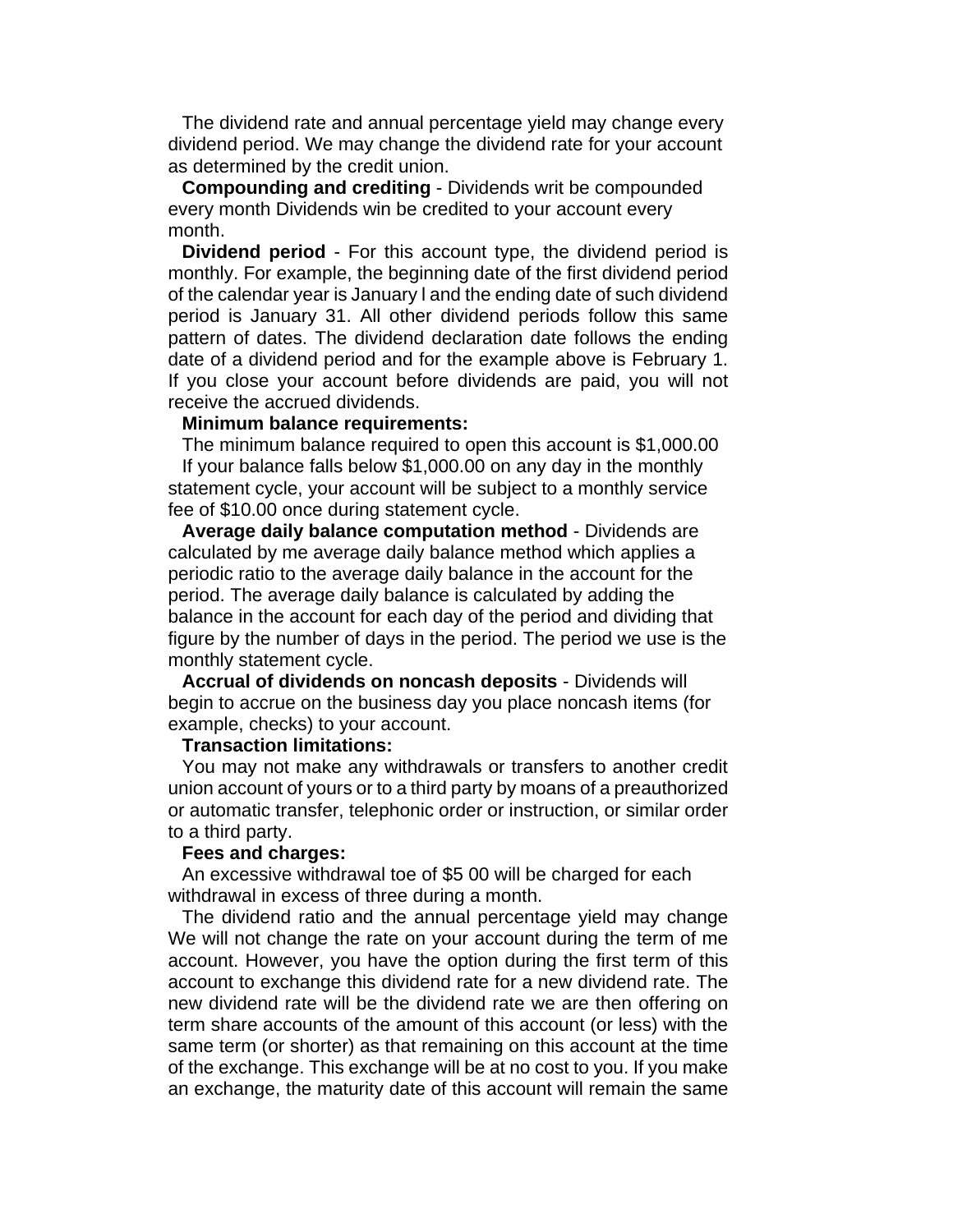The dividend rate and annual percentage yield may change every dividend period. We may change the dividend rate for your account as determined by the credit union.

**Compounding and crediting** - Dividends writ be compounded every month Dividends win be credited to your account every month.

**Dividend period** - For this account type, the dividend period is monthly. For example, the beginning date of the first dividend period of the calendar year is January l and the ending date of such dividend period is January 31. All other dividend periods follow this same pattern of dates. The dividend declaration date follows the ending date of a dividend period and for the example above is February 1. If you close your account before dividends are paid, you will not receive the accrued dividends.

**Minimum balance requirements:**

The minimum balance required to open this account is $1,000.00

If your balance falls below $1,000.00 on any day in the monthly statement cycle, your account will be subject to a monthly service fee of $10.00 once during statement cycle.

**Average daily balance computation method** - Dividends are calculated by me average daily balance method which applies a periodic ratio to the average daily balance in the account for the period. The average daily balance is calculated by adding the balance in the account for each day of the period and dividing that figure by the number of days in the period. The period we use is the monthly statement cycle.

**Accrual of dividends on noncash deposits** - Dividends will begin to accrue on the business day you place noncash items (for example, checks) to your account.

**Transaction limitations:**

You may not make any withdrawals or transfers to another credit union account of yours or to a third party by moans of a preauthorized or automatic transfer, telephonic order or instruction, or similar order to a third party.

**Fees and charges:**

An excessive withdrawal toe of $5 00 will be charged for each withdrawal in excess of three during a month.

The dividend ratio and the annual percentage yield may change We will not change the rate on your account during the term of me account. However, you have the option during the first term of this account to exchange this dividend rate for a new dividend rate. The new dividend rate will be the dividend rate we are then offering on term share accounts of the amount of this account (or less) with the same term (or shorter) as that remaining on this account at the time of the exchange. This exchange will be at no cost to you. If you make an exchange, the maturity date of this account will remain the same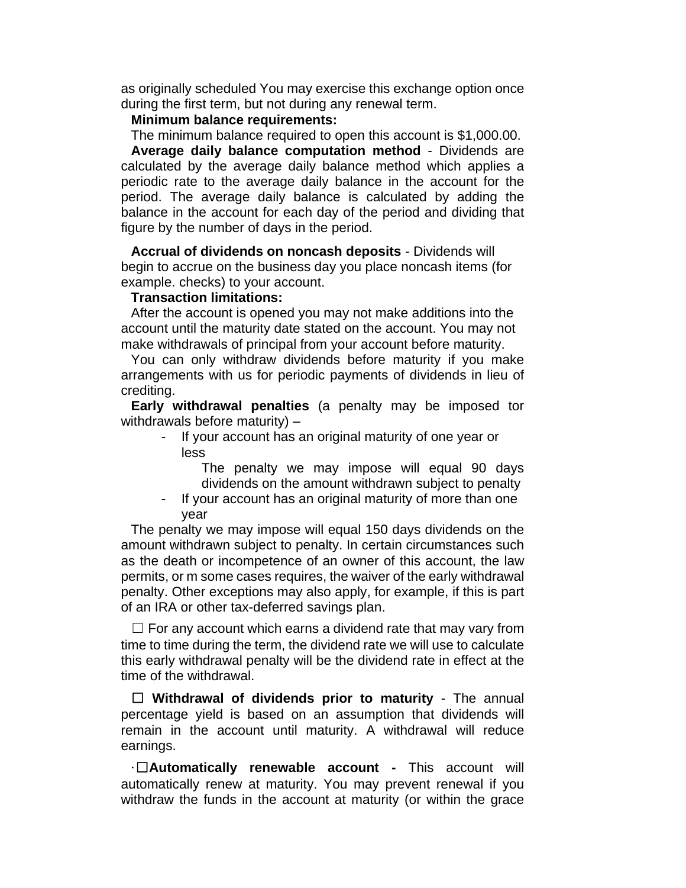as originally scheduled You may exercise this exchange option once during the first term, but not during any renewal term.

**Minimum balance requirements:**

The minimum balance required to open this account is $1,000.00.

**Average daily balance computation method** - Dividends are calculated by the average daily balance method which applies a periodic rate to the average daily balance in the account for the period. The average daily balance is calculated by adding the balance in the account for each day of the period and dividing that figure by the number of days in the period.

**Accrual of dividends on noncash deposits** - Dividends will begin to accrue on the business day you place noncash items (for example. checks) to your account.

**Transaction limitations:**

After the account is opened you may not make additions into the account until the maturity date stated on the account. You may not make withdrawals of principal from your account before maturity.

You can only withdraw dividends before maturity if you make arrangements with us for periodic payments of dividends in lieu of crediting.

**Early withdrawal penalties** (a penalty may be imposed tor withdrawals before maturity) –

- If your account has an original maturity of one year or less

  The penalty we may impose will equal 90 days dividends on the amount withdrawn subject to penalty

- If your account has an original maturity of more than one year

The penalty we may impose will equal 150 days dividends on the amount withdrawn subject to penalty. In certain circumstances such as the death or incompetence of an owner of this account, the law permits, or m some cases requires, the waiver of the early withdrawal penalty. Other exceptions may also apply, for example, if this is part of an IRA or other tax-deferred savings plan.

☐ For any account which earns a dividend rate that may vary from time to time during the term, the dividend rate we will use to calculate this early withdrawal penalty will be the dividend rate in effect at the time of the withdrawal.

☐ **Withdrawal of dividends prior to maturity** - The annual percentage yield is based on an assumption that dividends will remain in the account until maturity. A withdrawal will reduce earnings.

· ☐ **Automatically renewable account -** This account will automatically renew at maturity. You may prevent renewal if you withdraw the funds in the account at maturity (or within the grace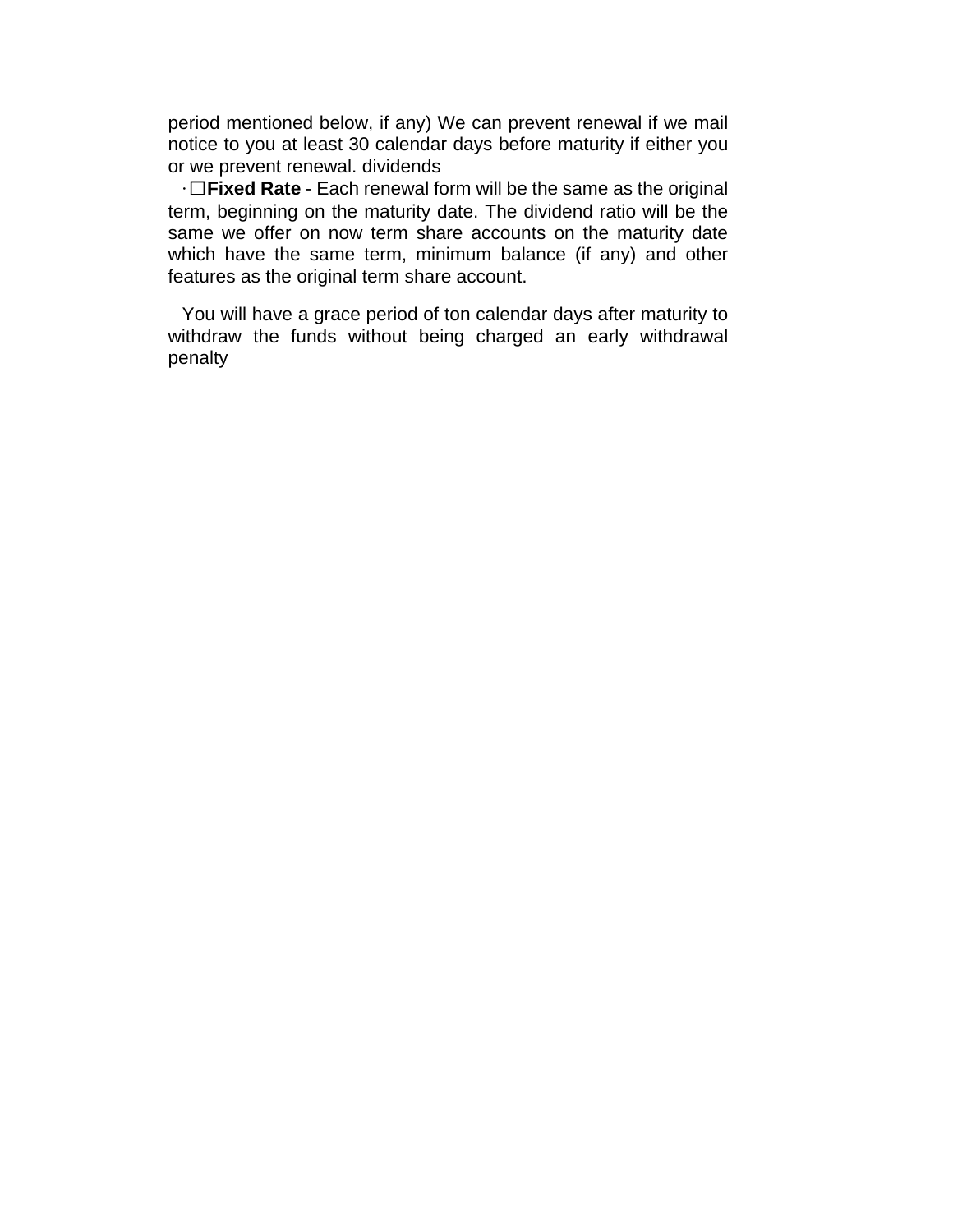period mentioned below, if any) We can prevent renewal if we mail notice to you at least 30 calendar days before maturity if either you or we prevent renewal. dividends

· ☐**Fixed Rate** - Each renewal form will be the same as the original term, beginning on the maturity date. The dividend ratio will be the same we offer on now term share accounts on the maturity date which have the same term, minimum balance (if any) and other features as the original term share account.

You will have a grace period of ton calendar days after maturity to withdraw the funds without being charged an early withdrawal penalty